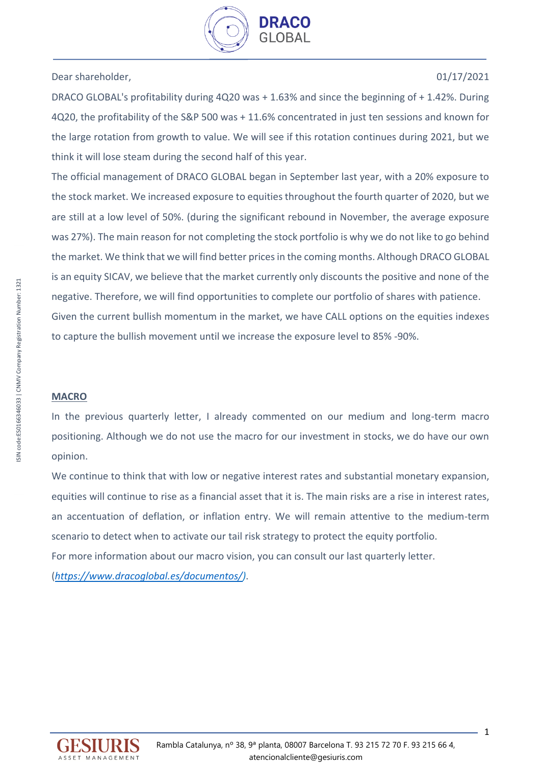Dear shareholder, 01/17/2021

DRACO GLOBAL's profitability during 4Q20 was + 1.63% and since the beginning of + 1.42%. During 4Q20, the profitability of the S&P 500 was + 11.6% concentrated in just ten sessions and known for the large rotation from growth to value. We will see if this rotation continues during 2021, but we think it will lose steam during the second half of this year.

The official management of DRACO GLOBAL began in September last year, with a 20% exposure to the stock market. We increased exposure to equities throughout the fourth quarter of 2020, but we are still at a low level of 50%. (during the significant rebound in November, the average exposure was 27%). The main reason for not completing the stock portfolio is why we do not like to go behind the market. We think that we will find better prices in the coming months. Although DRACO GLOBAL is an equity SICAV, we believe that the market currently only discounts the positive and none of the negative. Therefore, we will find opportunities to complete our portfolio of shares with patience.

Given the current bullish momentum in the market, we have CALL options on the equities indexes to capture the bullish movement until we increase the exposure level to 85% -90%.

## MACRO

In the previous quarterly letter, I already commented on our medium and long-term macro positioning. Although we do not use the macro for our investment in stocks, we do have our own opinion.

We continue to think that with low or negative interest rates and substantial monetary expansion, equities will continue to rise as a financial asset that it is. The main risks are a rise in interest rates, an accentuation of deflation, or inflation entry. We will remain attentive to the medium-term scenario to detect when to activate our tail risk strategy to protect the equity portfolio.

For more information about our macro vision, you can consult our last quarterly letter. (*https://www.dracoglobal.es/documentos/*).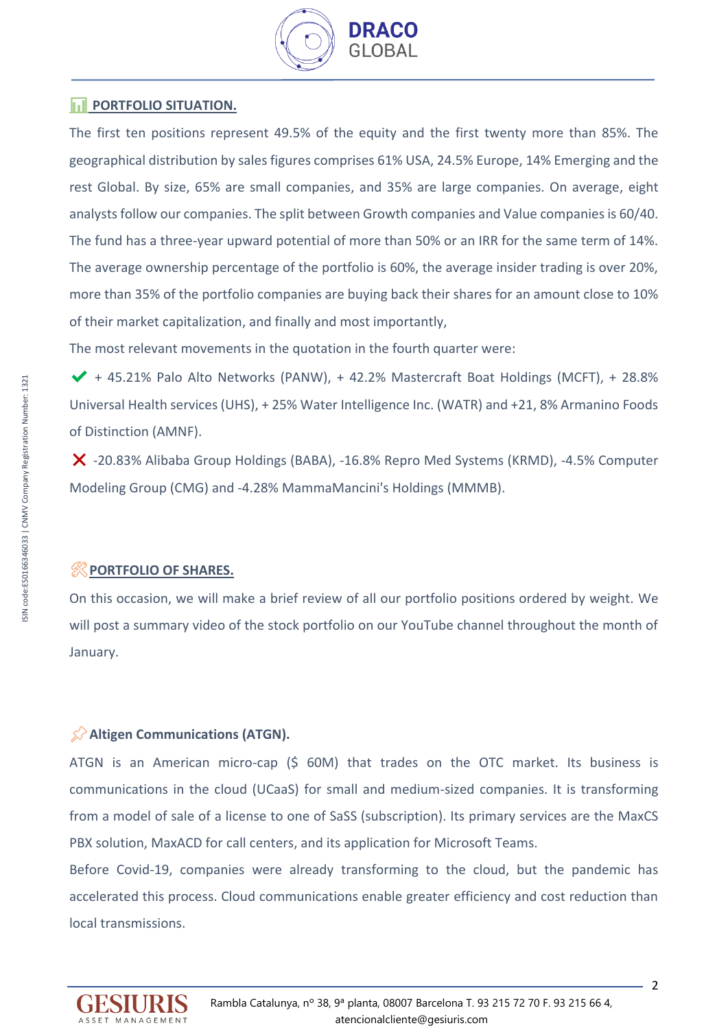## PORTFOLIO SITUATION.

The first ten positions represent 49.5% of the equity and the first twenty more than 85%. The geographical distribution by sales figures comprises 61% USA, 24.5% Europe, 14% Emerging and the rest Global. By size, 65% are small companies, and 35% are large companies. On average, eight analysts follow our companies. The split between Growth companies and Value companies is 60/40. The fund has a three-year upward potential of more than 50% or an IRR for the same term of 14%. The average ownership percentage of the portfolio is 60%, the average insider trading is over 20%, more than 35% of the portfolio companies are buying back their shares for an amount close to 10% of their market capitalization, and finally and most importantly,

The most relevant movements in the quotation in the fourth quarter were:

✔ + 45.21% Palo Alto Networks (PANW), + 42.2% Mastercraft Boat Holdings (MCFT), + 28.8% Universal Health services (UHS), + 25% Water Intelligence Inc. (WATR) and +21, 8% Armanino Foods of Distinction (AMNF).

✘ -20.83% Alibaba Group Holdings (BABA), -16.8% Repro Med Systems (KRMD), -4.5% Computer Modeling Group (CMG) and -4.28% MammaMancini's Holdings (MMMB).

## PORTFOLIO OF SHARES.

On this occasion, we will make a brief review of all our portfolio positions ordered by weight. We will post a summary video of the stock portfolio on our YouTube channel throughout the month of January.

### Altigen Communications (ATGN).

ATGN is an American micro-cap ($ 60M) that trades on the OTC market. Its business is communications in the cloud (UCaaS) for small and medium-sized companies. It is transforming from a model of sale of a license to one of SaSS (subscription). Its primary services are the MaxCS PBX solution, MaxACD for call centers, and its application for Microsoft Teams.

Before Covid-19, companies were already transforming to the cloud, but the pandemic has accelerated this process. Cloud communications enable greater efficiency and cost reduction than local transmissions.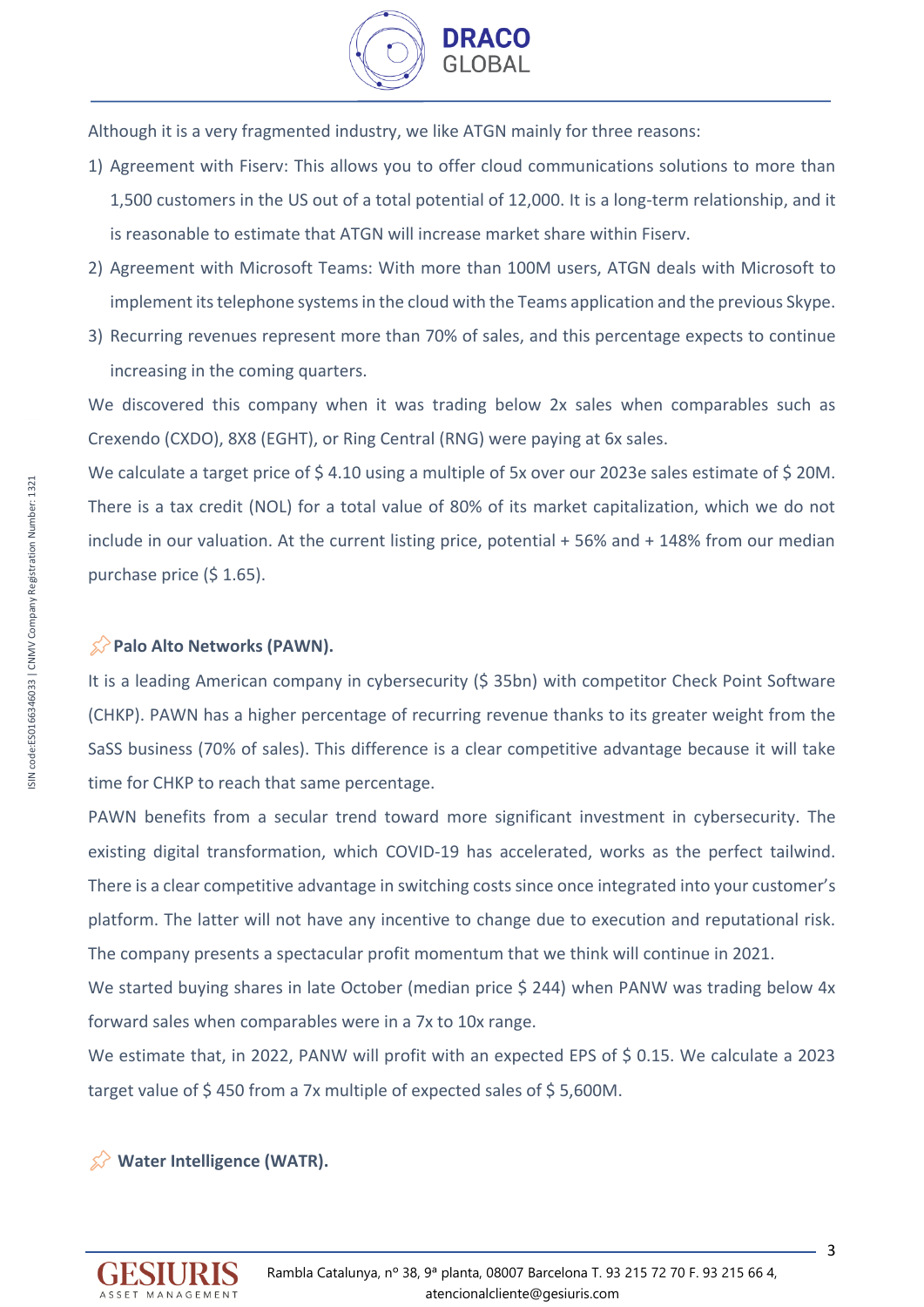Although it is a very fragmented industry, we like ATGN mainly for three reasons:

1) Agreement with Fiserv: This allows you to offer cloud communications solutions to more than 1,500 customers in the US out of a total potential of 12,000. It is a long-term relationship, and it is reasonable to estimate that ATGN will increase market share within Fiserv.
2) Agreement with Microsoft Teams: With more than 100M users, ATGN deals with Microsoft to implement its telephone systems in the cloud with the Teams application and the previous Skype.
3) Recurring revenues represent more than 70% of sales, and this percentage expects to continue increasing in the coming quarters.

We discovered this company when it was trading below 2x sales when comparables such as Crexendo (CXDO), 8X8 (EGHT), or Ring Central (RNG) were paying at 6x sales.

We calculate a target price of $ 4.10 using a multiple of 5x over our 2023e sales estimate of $ 20M. There is a tax credit (NOL) for a total value of 80% of its market capitalization, which we do not include in our valuation. At the current listing price, potential + 56% and + 148% from our median purchase price ($ 1.65).

**Palo Alto Networks (PAWN).**

It is a leading American company in cybersecurity ($ 35bn) with competitor Check Point Software (CHKP). PAWN has a higher percentage of recurring revenue thanks to its greater weight from the SaSS business (70% of sales). This difference is a clear competitive advantage because it will take time for CHKP to reach that same percentage.

PAWN benefits from a secular trend toward more significant investment in cybersecurity. The existing digital transformation, which COVID-19 has accelerated, works as the perfect tailwind. There is a clear competitive advantage in switching costs since once integrated into your customer's platform. The latter will not have any incentive to change due to execution and reputational risk. The company presents a spectacular profit momentum that we think will continue in 2021.

We started buying shares in late October (median price $ 244) when PANW was trading below 4x forward sales when comparables were in a 7x to 10x range.

We estimate that, in 2022, PANW will profit with an expected EPS of $ 0.15. We calculate a 2023 target value of $ 450 from a 7x multiple of expected sales of $ 5,600M.

**Water Intelligence (WATR).**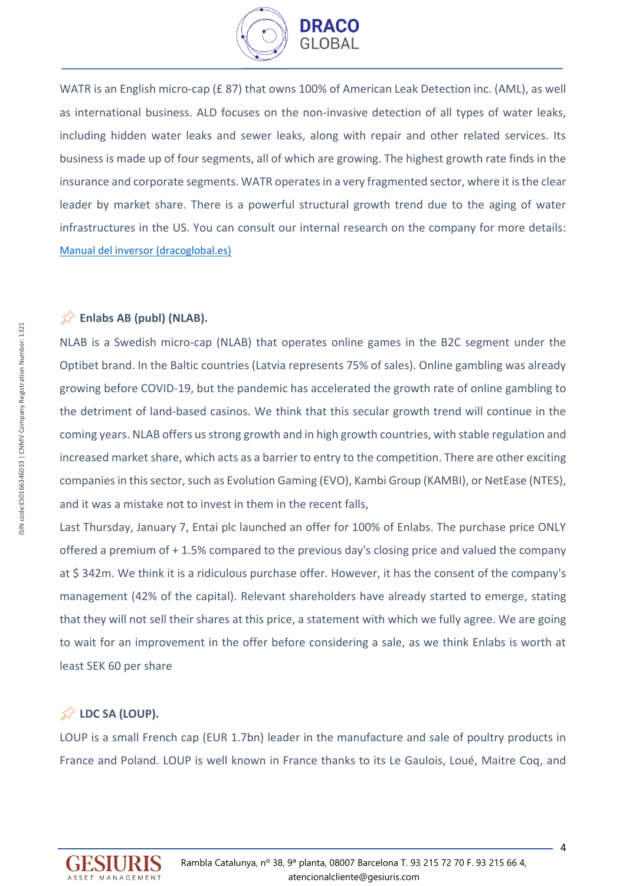WATR is an English micro-cap (£ 87) that owns 100% of American Leak Detection inc. (AML), as well as international business. ALD focuses on the non-invasive detection of all types of water leaks, including hidden water leaks and sewer leaks, along with repair and other related services. Its business is made up of four segments, all of which are growing. The highest growth rate finds in the insurance and corporate segments. WATR operates in a very fragmented sector, where it is the clear leader by market share. There is a powerful structural growth trend due to the aging of water infrastructures in the US. You can consult our internal research on the company for more details: [Manual del inversor (dracoglobal.es)]

### Enlabs AB (publ) (NLAB).

NLAB is a Swedish micro-cap (NLAB) that operates online games in the B2C segment under the Optibet brand. In the Baltic countries (Latvia represents 75% of sales). Online gambling was already growing before COVID-19, but the pandemic has accelerated the growth rate of online gambling to the detriment of land-based casinos. We think that this secular growth trend will continue in the coming years. NLAB offers us strong growth and in high growth countries, with stable regulation and increased market share, which acts as a barrier to entry to the competition. There are other exciting companies in this sector, such as Evolution Gaming (EVO), Kambi Group (KAMBI), or NetEase (NTES), and it was a mistake not to invest in them in the recent falls,

Last Thursday, January 7, Entai plc launched an offer for 100% of Enlabs. The purchase price ONLY offered a premium of + 1.5% compared to the previous day's closing price and valued the company at $ 342m. We think it is a ridiculous purchase offer. However, it has the consent of the company's management (42% of the capital). Relevant shareholders have already started to emerge, stating that they will not sell their shares at this price, a statement with which we fully agree. We are going to wait for an improvement in the offer before considering a sale, as we think Enlabs is worth at least SEK 60 per share

### LDC SA (LOUP).

LOUP is a small French cap (EUR 1.7bn) leader in the manufacture and sale of poultry products in France and Poland. LOUP is well known in France thanks to its Le Gaulois, Loué, Maitre Coq, and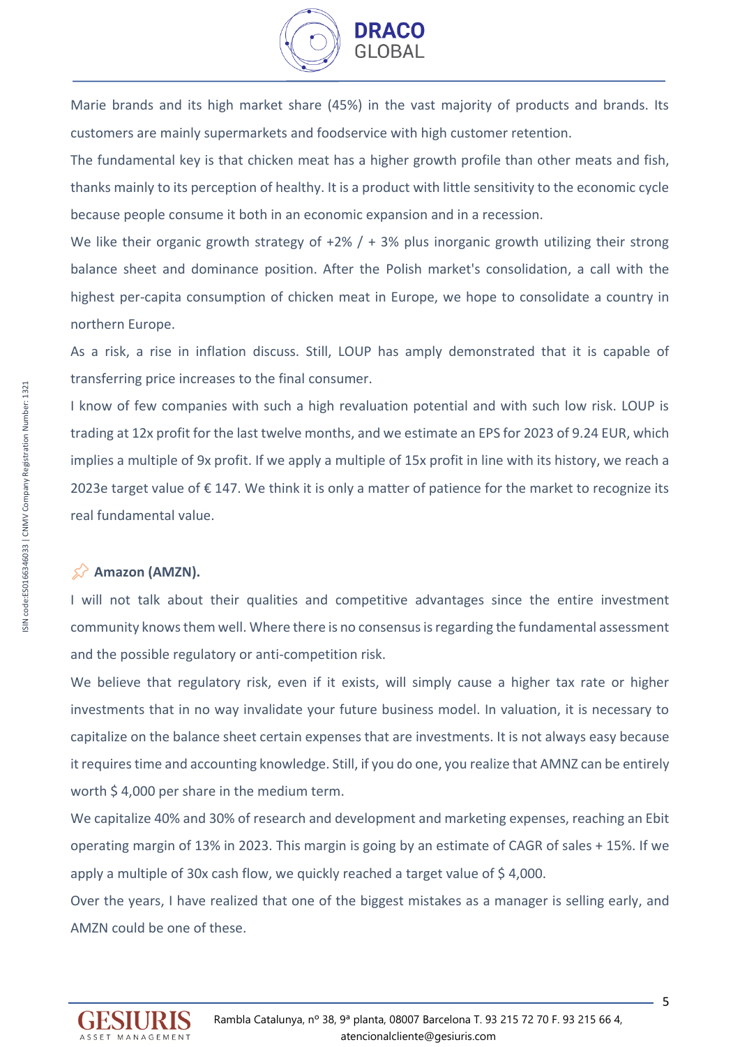Marie brands and its high market share (45%) in the vast majority of products and brands. Its customers are mainly supermarkets and foodservice with high customer retention.

The fundamental key is that chicken meat has a higher growth profile than other meats and fish, thanks mainly to its perception of healthy. It is a product with little sensitivity to the economic cycle because people consume it both in an economic expansion and in a recession.

We like their organic growth strategy of +2% / + 3% plus inorganic growth utilizing their strong balance sheet and dominance position. After the Polish market's consolidation, a call with the highest per-capita consumption of chicken meat in Europe, we hope to consolidate a country in northern Europe.

As a risk, a rise in inflation discuss. Still, LOUP has amply demonstrated that it is capable of transferring price increases to the final consumer.

I know of few companies with such a high revaluation potential and with such low risk. LOUP is trading at 12x profit for the last twelve months, and we estimate an EPS for 2023 of 9.24 EUR, which implies a multiple of 9x profit. If we apply a multiple of 15x profit in line with its history, we reach a 2023e target value of € 147. We think it is only a matter of patience for the market to recognize its real fundamental value.

### Amazon (AMZN).

I will not talk about their qualities and competitive advantages since the entire investment community knows them well. Where there is no consensus is regarding the fundamental assessment and the possible regulatory or anti-competition risk.

We believe that regulatory risk, even if it exists, will simply cause a higher tax rate or higher investments that in no way invalidate your future business model. In valuation, it is necessary to capitalize on the balance sheet certain expenses that are investments. It is not always easy because it requires time and accounting knowledge. Still, if you do one, you realize that AMNZ can be entirely worth $ 4,000 per share in the medium term.

We capitalize 40% and 30% of research and development and marketing expenses, reaching an Ebit operating margin of 13% in 2023. This margin is going by an estimate of CAGR of sales + 15%. If we apply a multiple of 30x cash flow, we quickly reached a target value of $ 4,000.

Over the years, I have realized that one of the biggest mistakes as a manager is selling early, and AMZN could be one of these.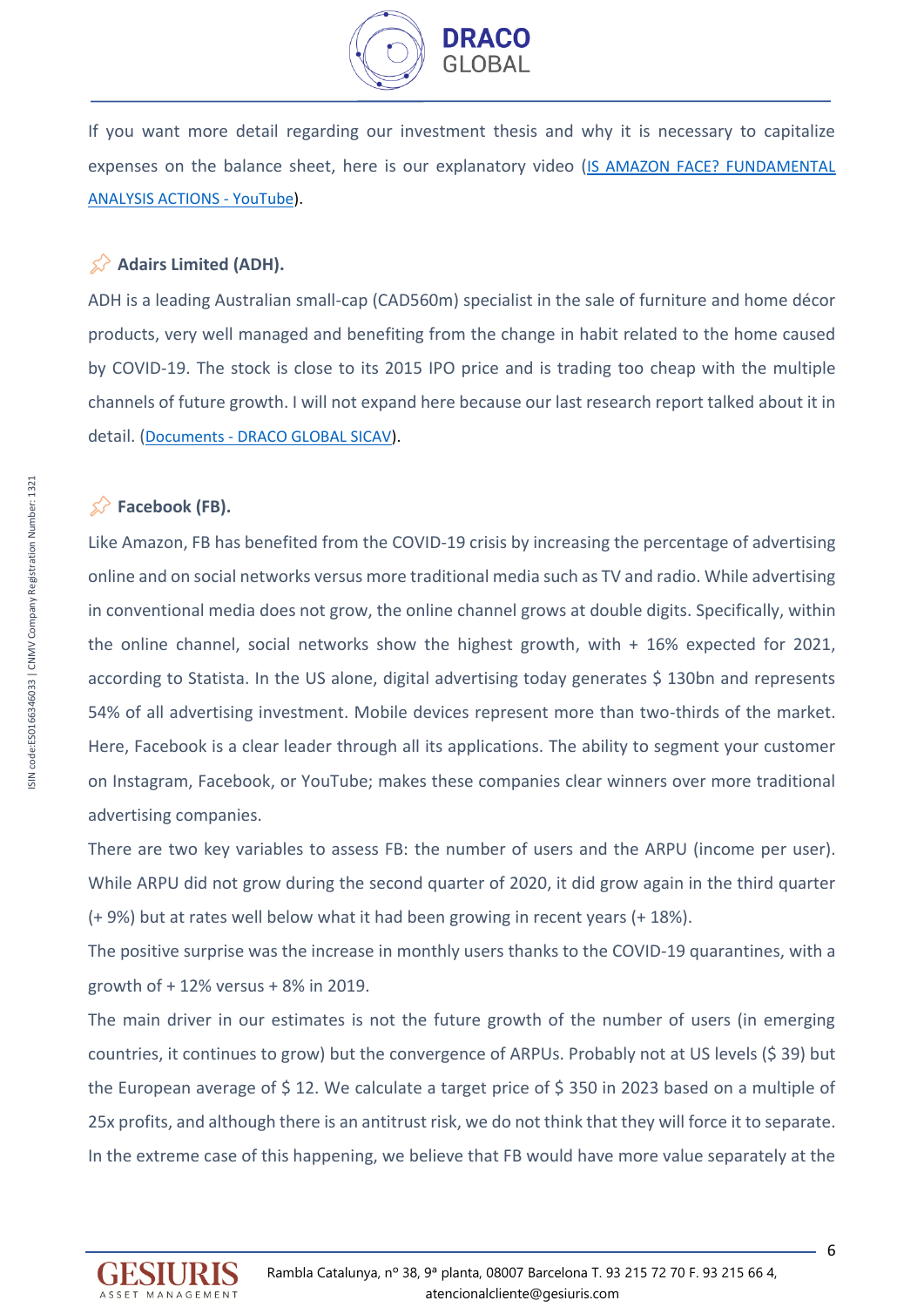If you want more detail regarding our investment thesis and why it is necessary to capitalize expenses on the balance sheet, here is our explanatory video ([IS AMAZON FACE? FUNDAMENTAL ANALYSIS ACTIONS - YouTube]()).

### Adairs Limited (ADH).

ADH is a leading Australian small-cap (CAD560m) specialist in the sale of furniture and home décor products, very well managed and benefiting from the change in habit related to the home caused by COVID-19. The stock is close to its 2015 IPO price and is trading too cheap with the multiple channels of future growth. I will not expand here because our last research report talked about it in detail. ([Documents - DRACO GLOBAL SICAV]()).

### Facebook (FB).

Like Amazon, FB has benefited from the COVID-19 crisis by increasing the percentage of advertising online and on social networks versus more traditional media such as TV and radio. While advertising in conventional media does not grow, the online channel grows at double digits. Specifically, within the online channel, social networks show the highest growth, with + 16% expected for 2021, according to Statista. In the US alone, digital advertising today generates $ 130bn and represents 54% of all advertising investment. Mobile devices represent more than two-thirds of the market. Here, Facebook is a clear leader through all its applications. The ability to segment your customer on Instagram, Facebook, or YouTube; makes these companies clear winners over more traditional advertising companies.

There are two key variables to assess FB: the number of users and the ARPU (income per user). While ARPU did not grow during the second quarter of 2020, it did grow again in the third quarter (+ 9%) but at rates well below what it had been growing in recent years (+ 18%).

The positive surprise was the increase in monthly users thanks to the COVID-19 quarantines, with a growth of + 12% versus + 8% in 2019.

The main driver in our estimates is not the future growth of the number of users (in emerging countries, it continues to grow) but the convergence of ARPUs. Probably not at US levels ($ 39) but the European average of $ 12. We calculate a target price of $ 350 in 2023 based on a multiple of 25x profits, and although there is an antitrust risk, we do not think that they will force it to separate. In the extreme case of this happening, we believe that FB would have more value separately at the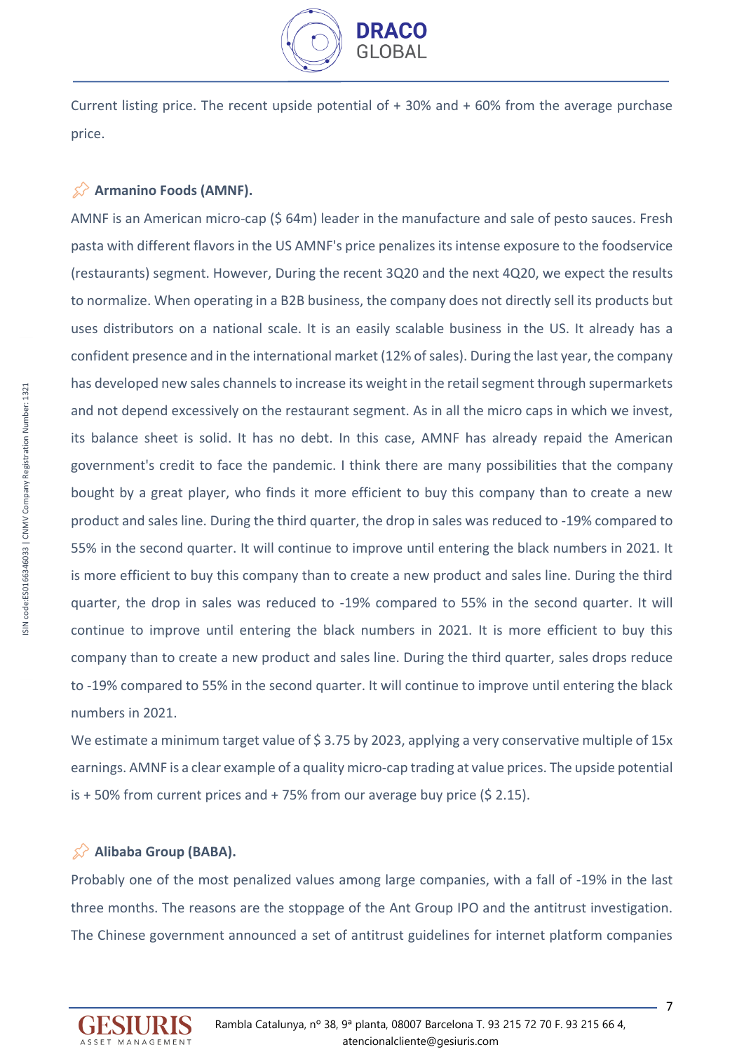Current listing price. The recent upside potential of + 30% and + 60% from the average purchase price.

**Armanino Foods (AMNF).**

AMNF is an American micro-cap ($ 64m) leader in the manufacture and sale of pesto sauces. Fresh pasta with different flavors in the US AMNF's price penalizes its intense exposure to the foodservice (restaurants) segment. However, During the recent 3Q20 and the next 4Q20, we expect the results to normalize. When operating in a B2B business, the company does not directly sell its products but uses distributors on a national scale. It is an easily scalable business in the US. It already has a confident presence and in the international market (12% of sales). During the last year, the company has developed new sales channels to increase its weight in the retail segment through supermarkets and not depend excessively on the restaurant segment. As in all the micro caps in which we invest, its balance sheet is solid. It has no debt. In this case, AMNF has already repaid the American government's credit to face the pandemic. I think there are many possibilities that the company bought by a great player, who finds it more efficient to buy this company than to create a new product and sales line. During the third quarter, the drop in sales was reduced to -19% compared to 55% in the second quarter. It will continue to improve until entering the black numbers in 2021. It is more efficient to buy this company than to create a new product and sales line. During the third quarter, the drop in sales was reduced to -19% compared to 55% in the second quarter. It will continue to improve until entering the black numbers in 2021. It is more efficient to buy this company than to create a new product and sales line. During the third quarter, sales drops reduce to -19% compared to 55% in the second quarter. It will continue to improve until entering the black numbers in 2021.

We estimate a minimum target value of $ 3.75 by 2023, applying a very conservative multiple of 15x earnings. AMNF is a clear example of a quality micro-cap trading at value prices. The upside potential is + 50% from current prices and + 75% from our average buy price ($ 2.15).

**Alibaba Group (BABA).**

Probably one of the most penalized values among large companies, with a fall of -19% in the last three months. The reasons are the stoppage of the Ant Group IPO and the antitrust investigation. The Chinese government announced a set of antitrust guidelines for internet platform companies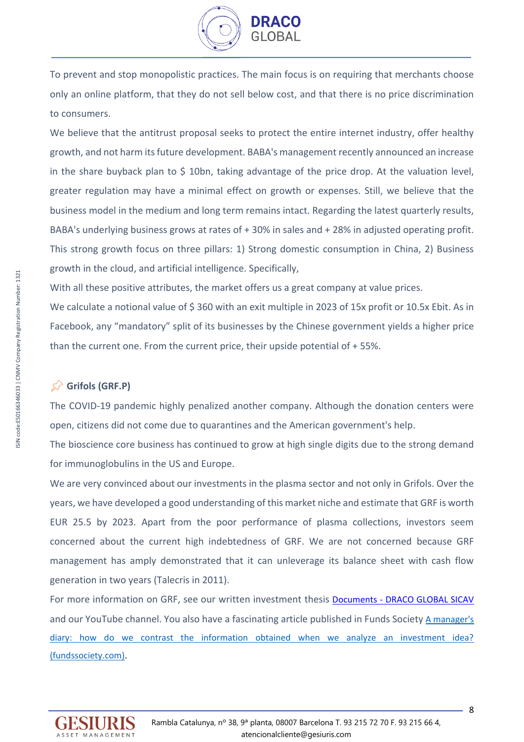To prevent and stop monopolistic practices. The main focus is on requiring that merchants choose only an online platform, that they do not sell below cost, and that there is no price discrimination to consumers.

We believe that the antitrust proposal seeks to protect the entire internet industry, offer healthy growth, and not harm its future development. BABA's management recently announced an increase in the share buyback plan to $ 10bn, taking advantage of the price drop. At the valuation level, greater regulation may have a minimal effect on growth or expenses. Still, we believe that the business model in the medium and long term remains intact. Regarding the latest quarterly results, BABA's underlying business grows at rates of + 30% in sales and + 28% in adjusted operating profit. This strong growth focus on three pillars: 1) Strong domestic consumption in China, 2) Business growth in the cloud, and artificial intelligence. Specifically,

With all these positive attributes, the market offers us a great company at value prices.

We calculate a notional value of $ 360 with an exit multiple in 2023 of 15x profit or 10.5x Ebit. As in Facebook, any "mandatory" split of its businesses by the Chinese government yields a higher price than the current one. From the current price, their upside potential of + 55%.

### Grifols (GRF.P)

The COVID-19 pandemic highly penalized another company. Although the donation centers were open, citizens did not come due to quarantines and the American government's help.

The bioscience core business has continued to grow at high single digits due to the strong demand for immunoglobulins in the US and Europe.

We are very convinced about our investments in the plasma sector and not only in Grifols. Over the years, we have developed a good understanding of this market niche and estimate that GRF is worth EUR 25.5 by 2023. Apart from the poor performance of plasma collections, investors seem concerned about the current high indebtedness of GRF. We are not concerned because GRF management has amply demonstrated that it can unleverage its balance sheet with cash flow generation in two years (Talecris in 2011).

For more information on GRF, see our written investment thesis Documents - DRACO GLOBAL SICAV and our YouTube channel. You also have a fascinating article published in Funds Society A manager's diary: how do we contrast the information obtained when we analyze an investment idea? (fundssociety.com).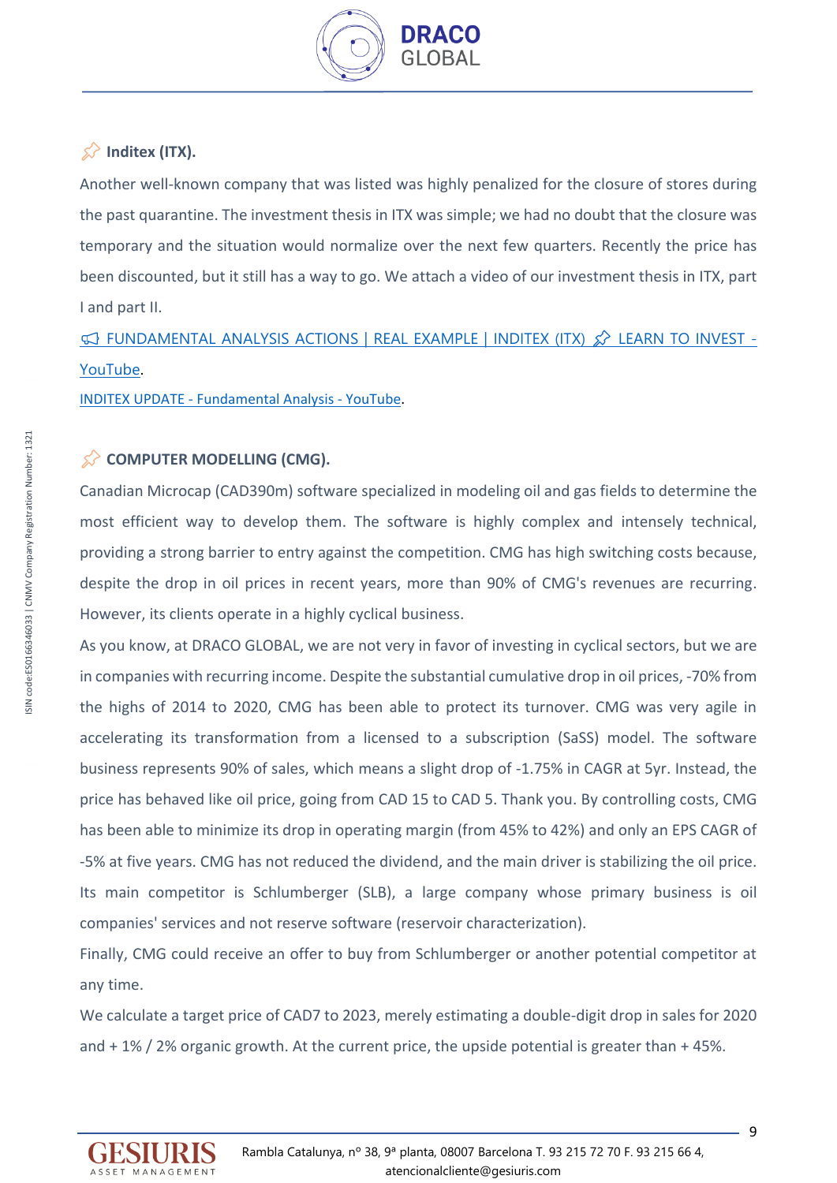## 📌 Inditex (ITX).

Another well-known company that was listed was highly penalized for the closure of stores during the past quarantine. The investment thesis in ITX was simple; we had no doubt that the closure was temporary and the situation would normalize over the next few quarters. Recently the price has been discounted, but it still has a way to go. We attach a video of our investment thesis in ITX, part I and part II.

📢 FUNDAMENTAL ANALYSIS ACTIONS | REAL EXAMPLE | INDITEX (ITX) 📌 LEARN TO INVEST - YouTube.

INDITEX UPDATE - Fundamental Analysis - YouTube.

## 📌 COMPUTER MODELLING (CMG).

Canadian Microcap (CAD390m) software specialized in modeling oil and gas fields to determine the most efficient way to develop them. The software is highly complex and intensely technical, providing a strong barrier to entry against the competition. CMG has high switching costs because, despite the drop in oil prices in recent years, more than 90% of CMG's revenues are recurring. However, its clients operate in a highly cyclical business.

As you know, at DRACO GLOBAL, we are not very in favor of investing in cyclical sectors, but we are in companies with recurring income. Despite the substantial cumulative drop in oil prices, -70% from the highs of 2014 to 2020, CMG has been able to protect its turnover. CMG was very agile in accelerating its transformation from a licensed to a subscription (SaSS) model. The software business represents 90% of sales, which means a slight drop of -1.75% in CAGR at 5yr. Instead, the price has behaved like oil price, going from CAD 15 to CAD 5. Thank you. By controlling costs, CMG has been able to minimize its drop in operating margin (from 45% to 42%) and only an EPS CAGR of -5% at five years. CMG has not reduced the dividend, and the main driver is stabilizing the oil price. Its main competitor is Schlumberger (SLB), a large company whose primary business is oil companies' services and not reserve software (reservoir characterization).

Finally, CMG could receive an offer to buy from Schlumberger or another potential competitor at any time.

We calculate a target price of CAD7 to 2023, merely estimating a double-digit drop in sales for 2020 and + 1% / 2% organic growth. At the current price, the upside potential is greater than + 45%.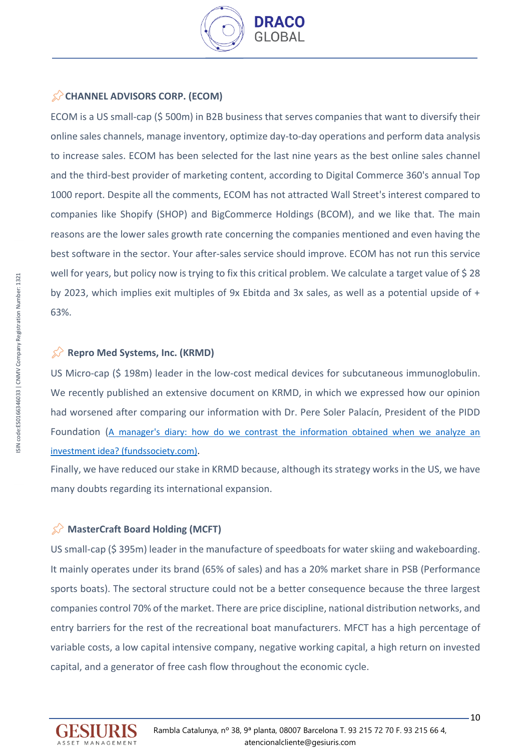### CHANNEL ADVISORS CORP. (ECOM)

ECOM is a US small-cap ($ 500m) in B2B business that serves companies that want to diversify their online sales channels, manage inventory, optimize day-to-day operations and perform data analysis to increase sales. ECOM has been selected for the last nine years as the best online sales channel and the third-best provider of marketing content, according to Digital Commerce 360's annual Top 1000 report. Despite all the comments, ECOM has not attracted Wall Street's interest compared to companies like Shopify (SHOP) and BigCommerce Holdings (BCOM), and we like that. The main reasons are the lower sales growth rate concerning the companies mentioned and even having the best software in the sector. Your after-sales service should improve. ECOM has not run this service well for years, but policy now is trying to fix this critical problem. We calculate a target value of $ 28 by 2023, which implies exit multiples of 9x Ebitda and 3x sales, as well as a potential upside of + 63%.

### Repro Med Systems, Inc. (KRMD)

US Micro-cap ($ 198m) leader in the low-cost medical devices for subcutaneous immunoglobulin. We recently published an extensive document on KRMD, in which we expressed how our opinion had worsened after comparing our information with Dr. Pere Soler Palacín, President of the PIDD Foundation ([A manager's diary: how do we contrast the information obtained when we analyze an investment idea? (fundssociety.com)]).

Finally, we have reduced our stake in KRMD because, although its strategy works in the US, we have many doubts regarding its international expansion.

### MasterCraft Board Holding (MCFT)

US small-cap ($ 395m) leader in the manufacture of speedboats for water skiing and wakeboarding. It mainly operates under its brand (65% of sales) and has a 20% market share in PSB (Performance sports boats). The sectoral structure could not be a better consequence because the three largest companies control 70% of the market. There are price discipline, national distribution networks, and entry barriers for the rest of the recreational boat manufacturers. MFCT has a high percentage of variable costs, a low capital intensive company, negative working capital, a high return on invested capital, and a generator of free cash flow throughout the economic cycle.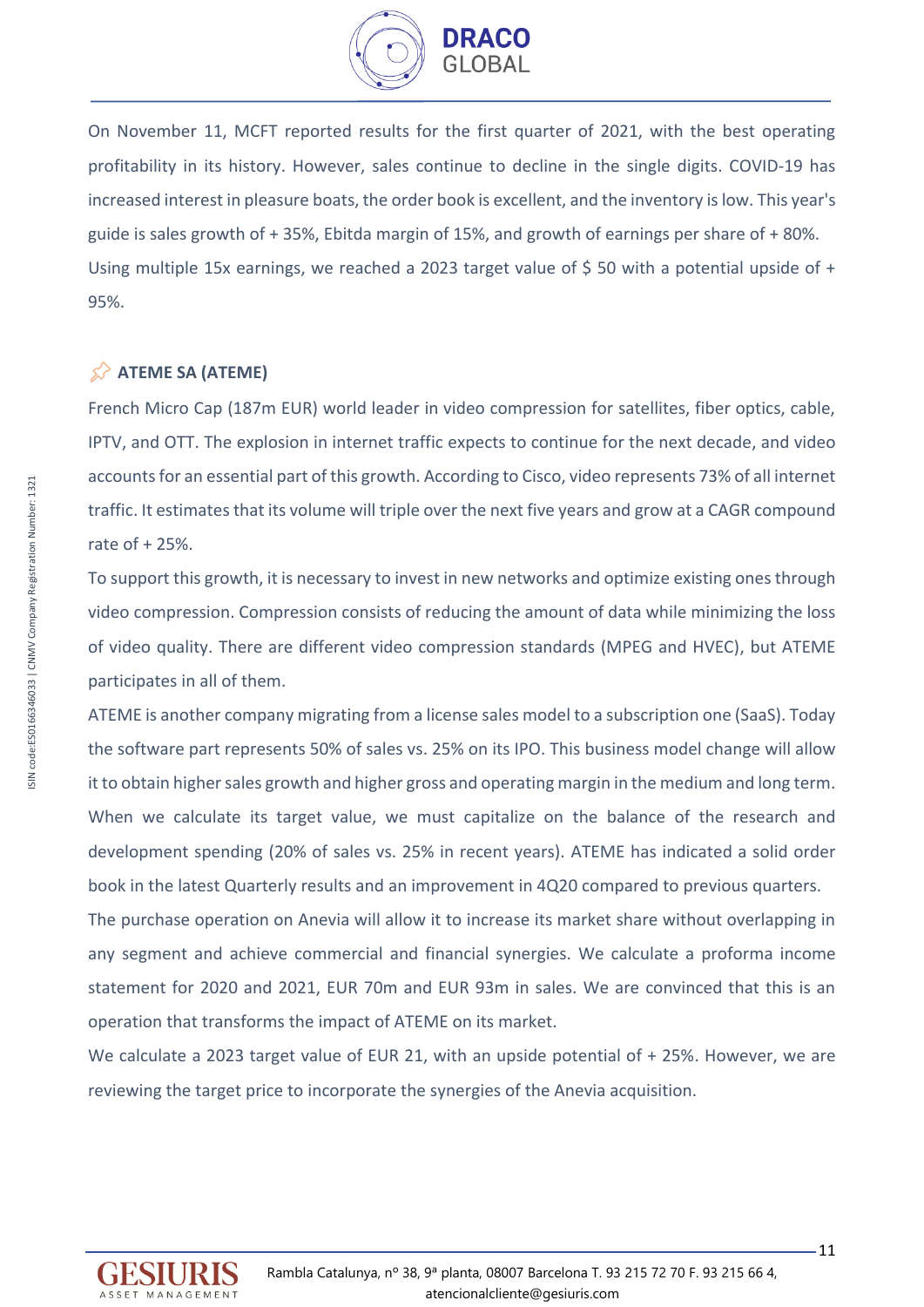On November 11, MCFT reported results for the first quarter of 2021, with the best operating profitability in its history. However, sales continue to decline in the single digits. COVID-19 has increased interest in pleasure boats, the order book is excellent, and the inventory is low. This year's guide is sales growth of + 35%, Ebitda margin of 15%, and growth of earnings per share of + 80%. Using multiple 15x earnings, we reached a 2023 target value of $ 50 with a potential upside of + 95%.

### ATEME SA (ATEME)

French Micro Cap (187m EUR) world leader in video compression for satellites, fiber optics, cable, IPTV, and OTT. The explosion in internet traffic expects to continue for the next decade, and video accounts for an essential part of this growth. According to Cisco, video represents 73% of all internet traffic. It estimates that its volume will triple over the next five years and grow at a CAGR compound rate of + 25%.

To support this growth, it is necessary to invest in new networks and optimize existing ones through video compression. Compression consists of reducing the amount of data while minimizing the loss of video quality. There are different video compression standards (MPEG and HVEC), but ATEME participates in all of them.

ATEME is another company migrating from a license sales model to a subscription one (SaaS). Today the software part represents 50% of sales vs. 25% on its IPO. This business model change will allow it to obtain higher sales growth and higher gross and operating margin in the medium and long term. When we calculate its target value, we must capitalize on the balance of the research and development spending (20% of sales vs. 25% in recent years). ATEME has indicated a solid order book in the latest Quarterly results and an improvement in 4Q20 compared to previous quarters.

The purchase operation on Anevia will allow it to increase its market share without overlapping in any segment and achieve commercial and financial synergies. We calculate a proforma income statement for 2020 and 2021, EUR 70m and EUR 93m in sales. We are convinced that this is an operation that transforms the impact of ATEME on its market.

We calculate a 2023 target value of EUR 21, with an upside potential of + 25%. However, we are reviewing the target price to incorporate the synergies of the Anevia acquisition.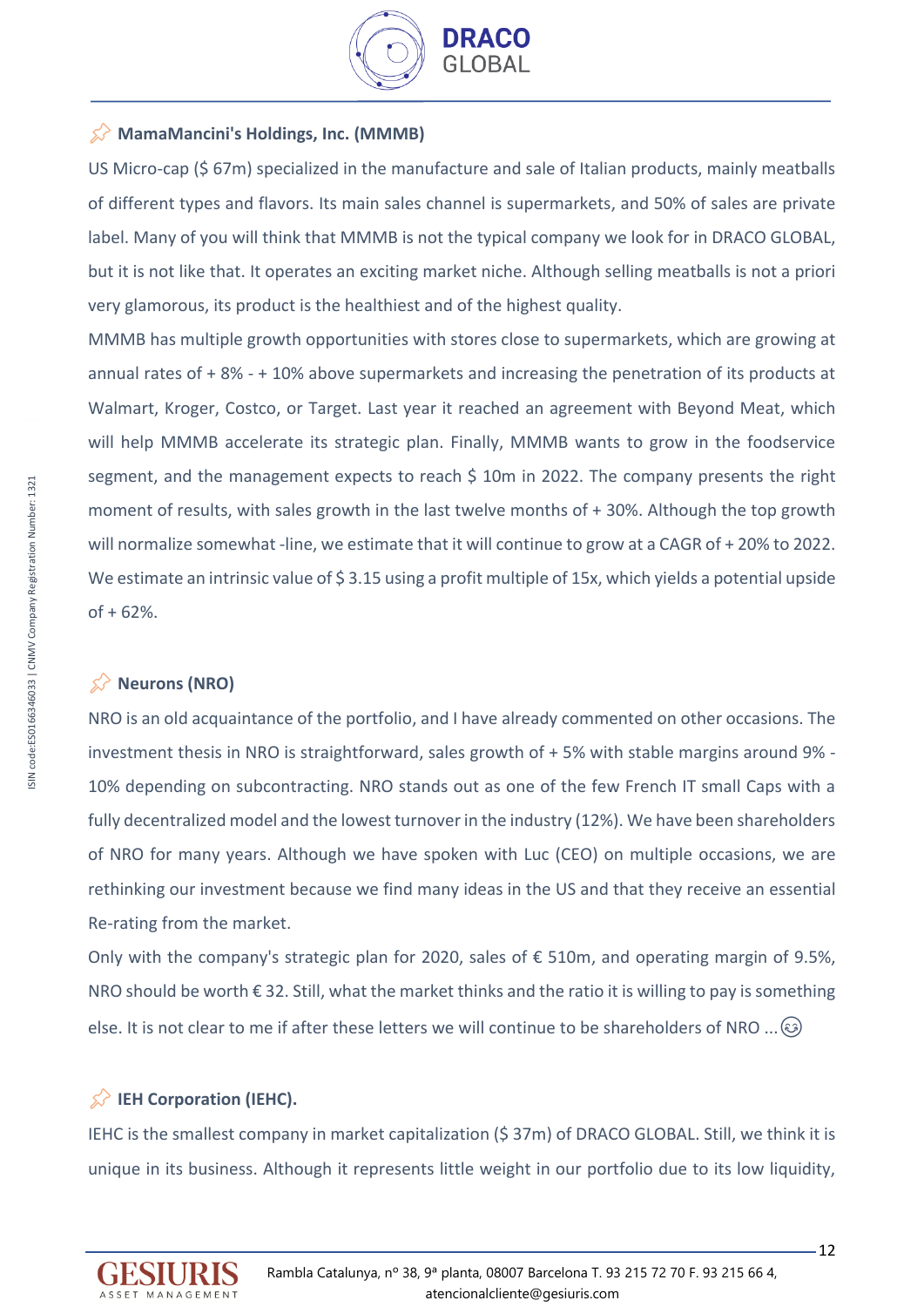### MamaMancini's Holdings, Inc. (MMMB)

US Micro-cap ($ 67m) specialized in the manufacture and sale of Italian products, mainly meatballs of different types and flavors. Its main sales channel is supermarkets, and 50% of sales are private label. Many of you will think that MMMB is not the typical company we look for in DRACO GLOBAL, but it is not like that. It operates an exciting market niche. Although selling meatballs is not a priori very glamorous, its product is the healthiest and of the highest quality.

MMMB has multiple growth opportunities with stores close to supermarkets, which are growing at annual rates of + 8% - + 10% above supermarkets and increasing the penetration of its products at Walmart, Kroger, Costco, or Target. Last year it reached an agreement with Beyond Meat, which will help MMMB accelerate its strategic plan. Finally, MMMB wants to grow in the foodservice segment, and the management expects to reach $ 10m in 2022. The company presents the right moment of results, with sales growth in the last twelve months of + 30%. Although the top growth will normalize somewhat -line, we estimate that it will continue to grow at a CAGR of + 20% to 2022. We estimate an intrinsic value of $ 3.15 using a profit multiple of 15x, which yields a potential upside of + 62%.

### Neurons (NRO)

NRO is an old acquaintance of the portfolio, and I have already commented on other occasions. The investment thesis in NRO is straightforward, sales growth of + 5% with stable margins around 9% - 10% depending on subcontracting. NRO stands out as one of the few French IT small Caps with a fully decentralized model and the lowest turnover in the industry (12%). We have been shareholders of NRO for many years. Although we have spoken with Luc (CEO) on multiple occasions, we are rethinking our investment because we find many ideas in the US and that they receive an essential Re-rating from the market.

Only with the company's strategic plan for 2020, sales of € 510m, and operating margin of 9.5%, NRO should be worth € 32. Still, what the market thinks and the ratio it is willing to pay is something else. It is not clear to me if after these letters we will continue to be shareholders of NRO ...😉

### IEH Corporation (IEHC).

IEHC is the smallest company in market capitalization ($ 37m) of DRACO GLOBAL. Still, we think it is unique in its business. Although it represents little weight in our portfolio due to its low liquidity,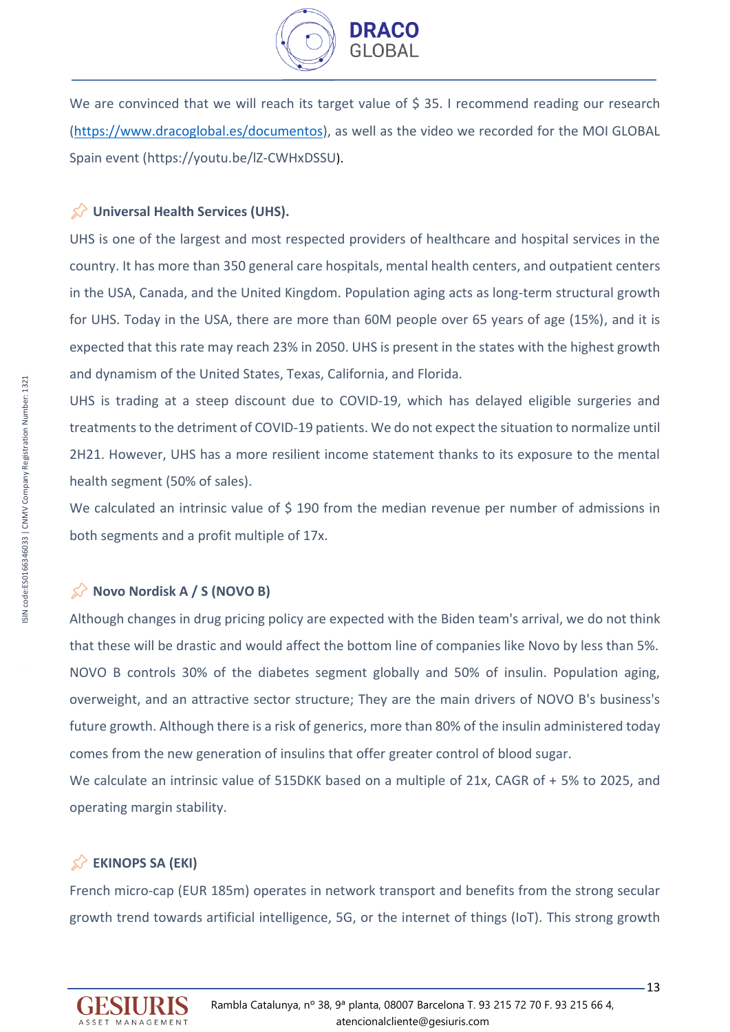We are convinced that we will reach its target value of $ 35. I recommend reading our research ([https://www.dracoglobal.es/documentos](https://www.dracoglobal.es/documentos)), as well as the video we recorded for the MOI GLOBAL Spain event (https://youtu.be/lZ-CWHxDSSU).

### Universal Health Services (UHS).

UHS is one of the largest and most respected providers of healthcare and hospital services in the country. It has more than 350 general care hospitals, mental health centers, and outpatient centers in the USA, Canada, and the United Kingdom. Population aging acts as long-term structural growth for UHS. Today in the USA, there are more than 60M people over 65 years of age (15%), and it is expected that this rate may reach 23% in 2050. UHS is present in the states with the highest growth and dynamism of the United States, Texas, California, and Florida.

UHS is trading at a steep discount due to COVID-19, which has delayed eligible surgeries and treatments to the detriment of COVID-19 patients. We do not expect the situation to normalize until 2H21. However, UHS has a more resilient income statement thanks to its exposure to the mental health segment (50% of sales).

We calculated an intrinsic value of $ 190 from the median revenue per number of admissions in both segments and a profit multiple of 17x.

### Novo Nordisk A / S (NOVO B)

Although changes in drug pricing policy are expected with the Biden team's arrival, we do not think that these will be drastic and would affect the bottom line of companies like Novo by less than 5%. NOVO B controls 30% of the diabetes segment globally and 50% of insulin. Population aging, overweight, and an attractive sector structure; They are the main drivers of NOVO B's business's future growth. Although there is a risk of generics, more than 80% of the insulin administered today comes from the new generation of insulins that offer greater control of blood sugar.

We calculate an intrinsic value of 515DKK based on a multiple of 21x, CAGR of + 5% to 2025, and operating margin stability.

### EKINOPS SA (EKI)

French micro-cap (EUR 185m) operates in network transport and benefits from the strong secular growth trend towards artificial intelligence, 5G, or the internet of things (IoT). This strong growth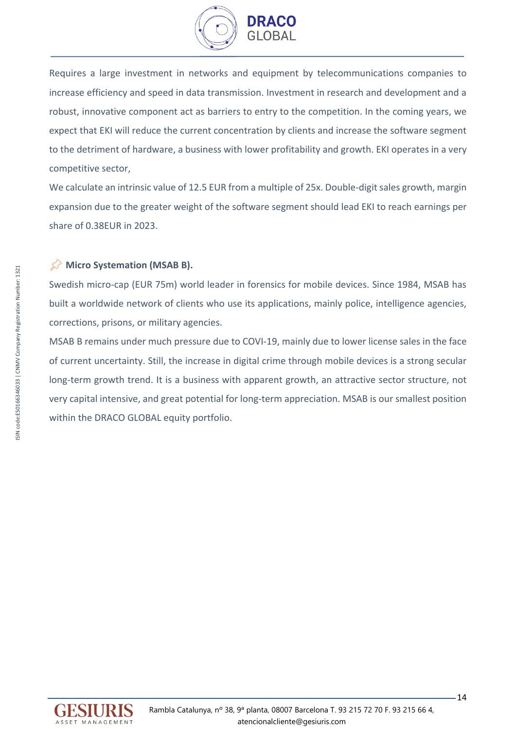Requires a large investment in networks and equipment by telecommunications companies to increase efficiency and speed in data transmission. Investment in research and development and a robust, innovative component act as barriers to entry to the competition. In the coming years, we expect that EKI will reduce the current concentration by clients and increase the software segment to the detriment of hardware, a business with lower profitability and growth. EKI operates in a very competitive sector,

We calculate an intrinsic value of 12.5 EUR from a multiple of 25x. Double-digit sales growth, margin expansion due to the greater weight of the software segment should lead EKI to reach earnings per share of 0.38EUR in 2023.

**Micro Systemation (MSAB B).**

Swedish micro-cap (EUR 75m) world leader in forensics for mobile devices. Since 1984, MSAB has built a worldwide network of clients who use its applications, mainly police, intelligence agencies, corrections, prisons, or military agencies.

MSAB B remains under much pressure due to COVI-19, mainly due to lower license sales in the face of current uncertainty. Still, the increase in digital crime through mobile devices is a strong secular long-term growth trend. It is a business with apparent growth, an attractive sector structure, not very capital intensive, and great potential for long-term appreciation. MSAB is our smallest position within the DRACO GLOBAL equity portfolio.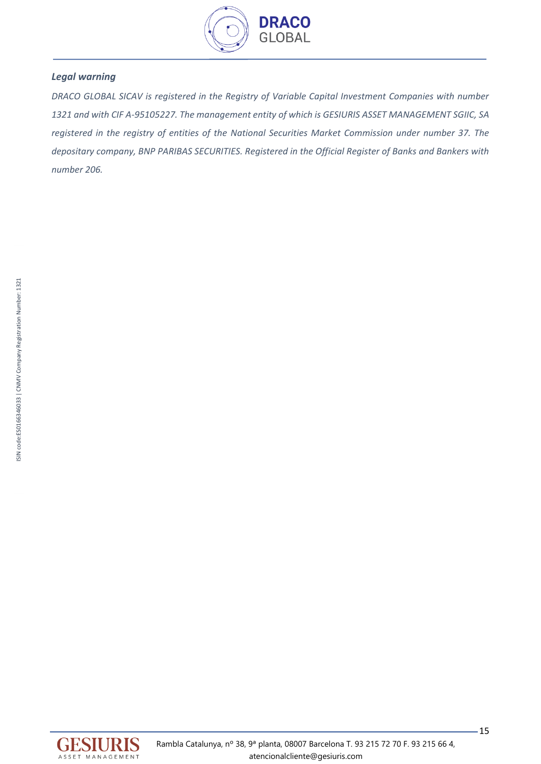### *Legal warning*

*DRACO GLOBAL SICAV is registered in the Registry of Variable Capital Investment Companies with number 1321 and with CIF A-95105227. The management entity of which is GESIURIS ASSET MANAGEMENT SGIIC, SA registered in the registry of entities of the National Securities Market Commission under number 37. The depositary company, BNP PARIBAS SECURITIES. Registered in the Official Register of Banks and Bankers with number 206.*